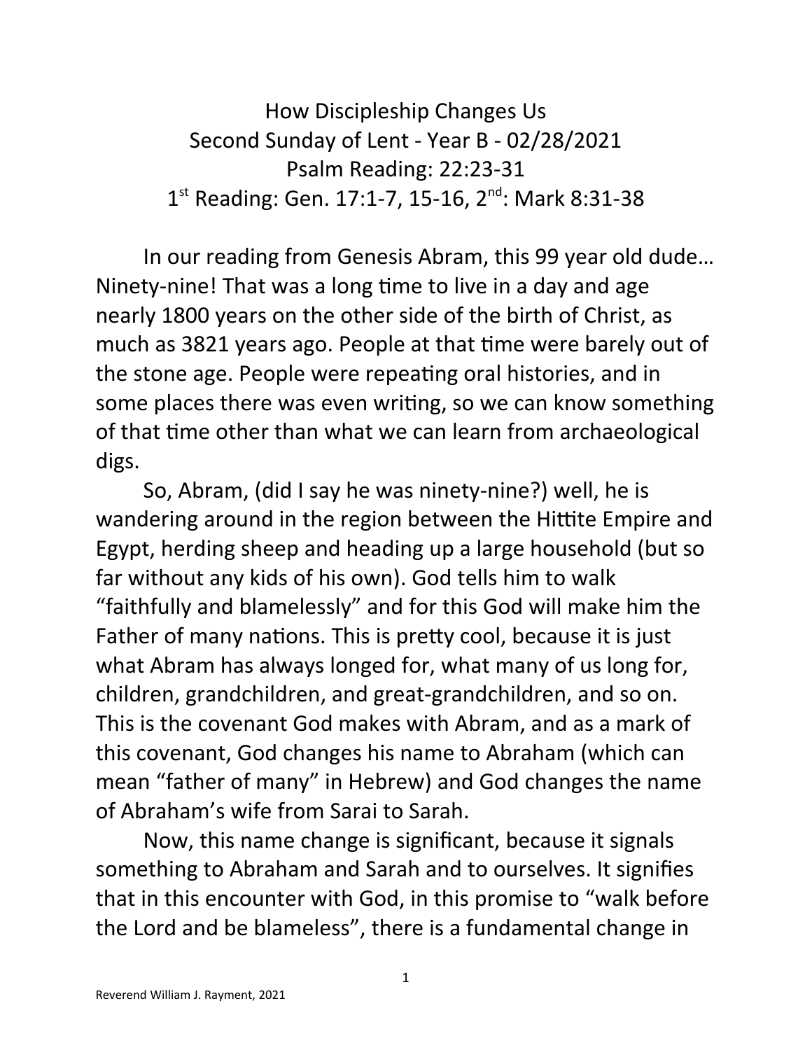# How Discipleship Changes Us

Second Sunday of Lent - Year B - 02/28/2021

Psalm Reading: 22:23-31

1st Reading: Gen. 17:1-7, 15-16, 2nd: Mark 8:31-38

In our reading from Genesis Abram, this 99 year old dude… Ninety-nine! That was a long time to live in a day and age nearly 1800 years on the other side of the birth of Christ, as much as 3821 years ago. People at that time were barely out of the stone age. People were repeating oral histories, and in some places there was even writing, so we can know something of that time other than what we can learn from archaeological digs.

So, Abram, (did I say he was ninety-nine?) well, he is wandering around in the region between the Hittite Empire and Egypt, herding sheep and heading up a large household (but so far without any kids of his own). God tells him to walk "faithfully and blamelessly" and for this God will make him the Father of many nations. This is pretty cool, because it is just what Abram has always longed for, what many of us long for, children, grandchildren, and great-grandchildren, and so on. This is the covenant God makes with Abram, and as a mark of this covenant, God changes his name to Abraham (which can mean "father of many" in Hebrew) and God changes the name of Abraham's wife from Sarai to Sarah.

Now, this name change is significant, because it signals something to Abraham and Sarah and to ourselves. It signifies that in this encounter with God, in this promise to "walk before the Lord and be blameless", there is a fundamental change in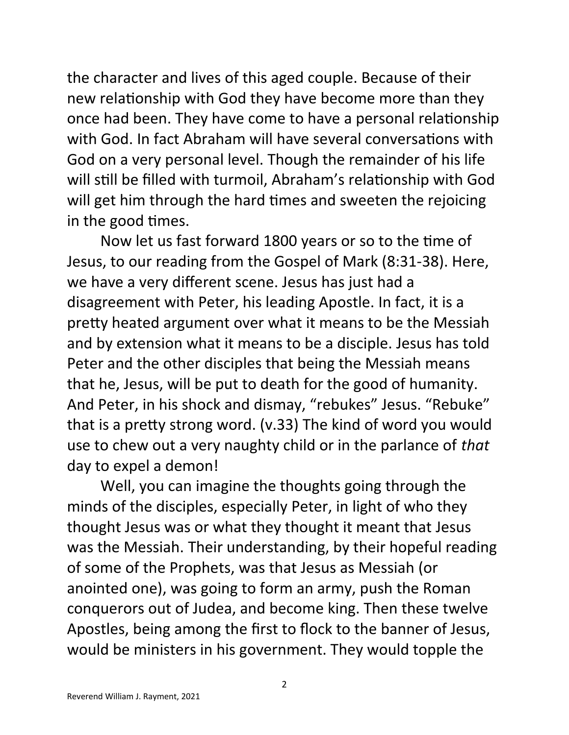the character and lives of this aged couple. Because of their new relationship with God they have become more than they once had been. They have come to have a personal relationship with God. In fact Abraham will have several conversations with God on a very personal level. Though the remainder of his life will still be filled with turmoil, Abraham's relationship with God will get him through the hard times and sweeten the rejoicing in the good times.

Now let us fast forward 1800 years or so to the time of Jesus, to our reading from the Gospel of Mark (8:31-38). Here, we have a very different scene. Jesus has just had a disagreement with Peter, his leading Apostle. In fact, it is a pretty heated argument over what it means to be the Messiah and by extension what it means to be a disciple. Jesus has told Peter and the other disciples that being the Messiah means that he, Jesus, will be put to death for the good of humanity. And Peter, in his shock and dismay, "rebukes" Jesus. "Rebuke" that is a pretty strong word. (v.33) The kind of word you would use to chew out a very naughty child or in the parlance of *that* day to expel a demon!

Well, you can imagine the thoughts going through the minds of the disciples, especially Peter, in light of who they thought Jesus was or what they thought it meant that Jesus was the Messiah. Their understanding, by their hopeful reading of some of the Prophets, was that Jesus as Messiah (or anointed one), was going to form an army, push the Roman conquerors out of Judea, and become king. Then these twelve Apostles, being among the first to flock to the banner of Jesus, would be ministers in his government. They would topple the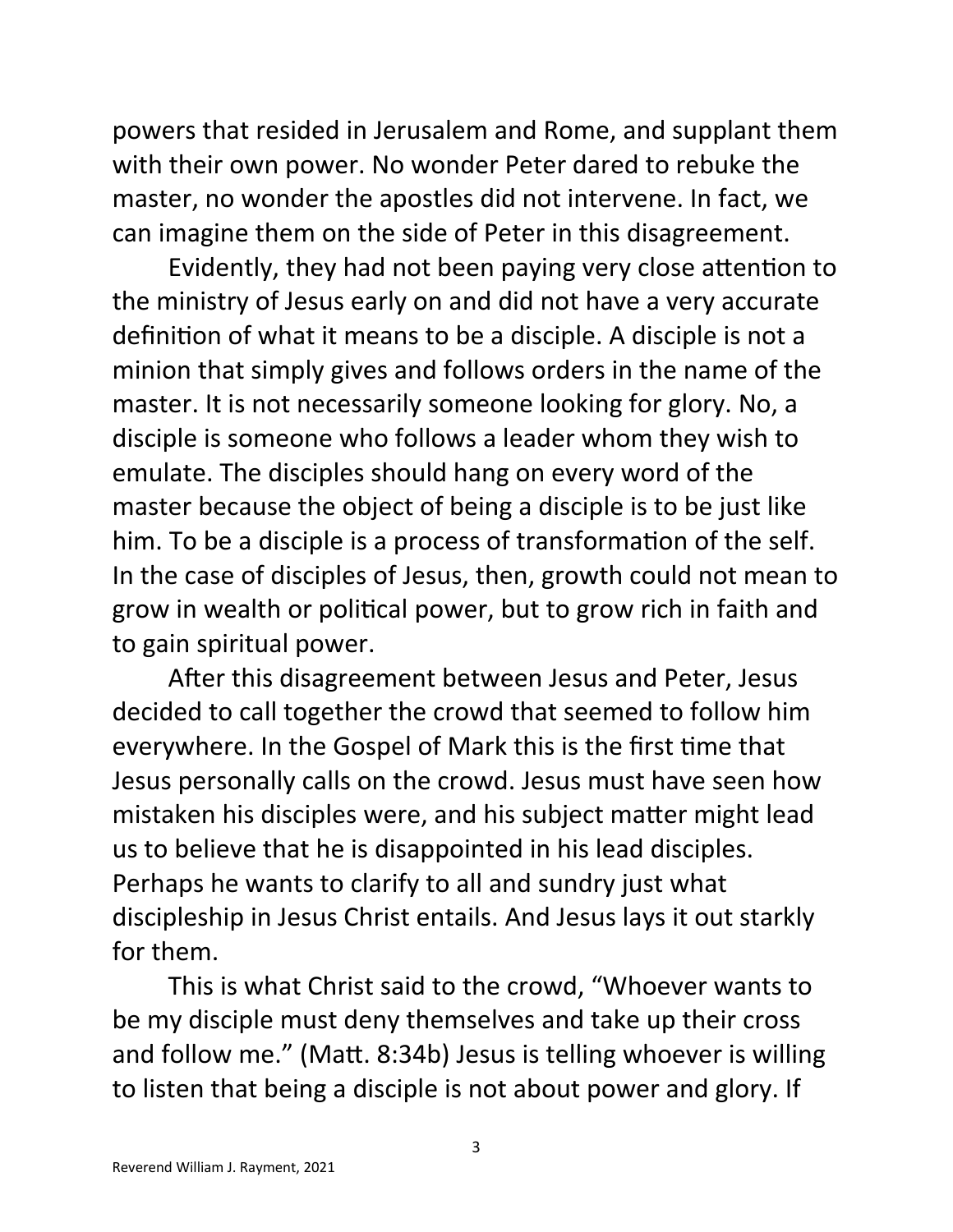powers that resided in Jerusalem and Rome, and supplant them with their own power. No wonder Peter dared to rebuke the master, no wonder the apostles did not intervene. In fact, we can imagine them on the side of Peter in this disagreement.

Evidently, they had not been paying very close attention to the ministry of Jesus early on and did not have a very accurate definition of what it means to be a disciple. A disciple is not a minion that simply gives and follows orders in the name of the master. It is not necessarily someone looking for glory. No, a disciple is someone who follows a leader whom they wish to emulate. The disciples should hang on every word of the master because the object of being a disciple is to be just like him. To be a disciple is a process of transformation of the self. In the case of disciples of Jesus, then, growth could not mean to grow in wealth or political power, but to grow rich in faith and to gain spiritual power.

After this disagreement between Jesus and Peter, Jesus decided to call together the crowd that seemed to follow him everywhere. In the Gospel of Mark this is the first time that Jesus personally calls on the crowd. Jesus must have seen how mistaken his disciples were, and his subject matter might lead us to believe that he is disappointed in his lead disciples. Perhaps he wants to clarify to all and sundry just what discipleship in Jesus Christ entails. And Jesus lays it out starkly for them.

This is what Christ said to the crowd, "Whoever wants to be my disciple must deny themselves and take up their cross and follow me." (Matt. 8:34b) Jesus is telling whoever is willing to listen that being a disciple is not about power and glory. If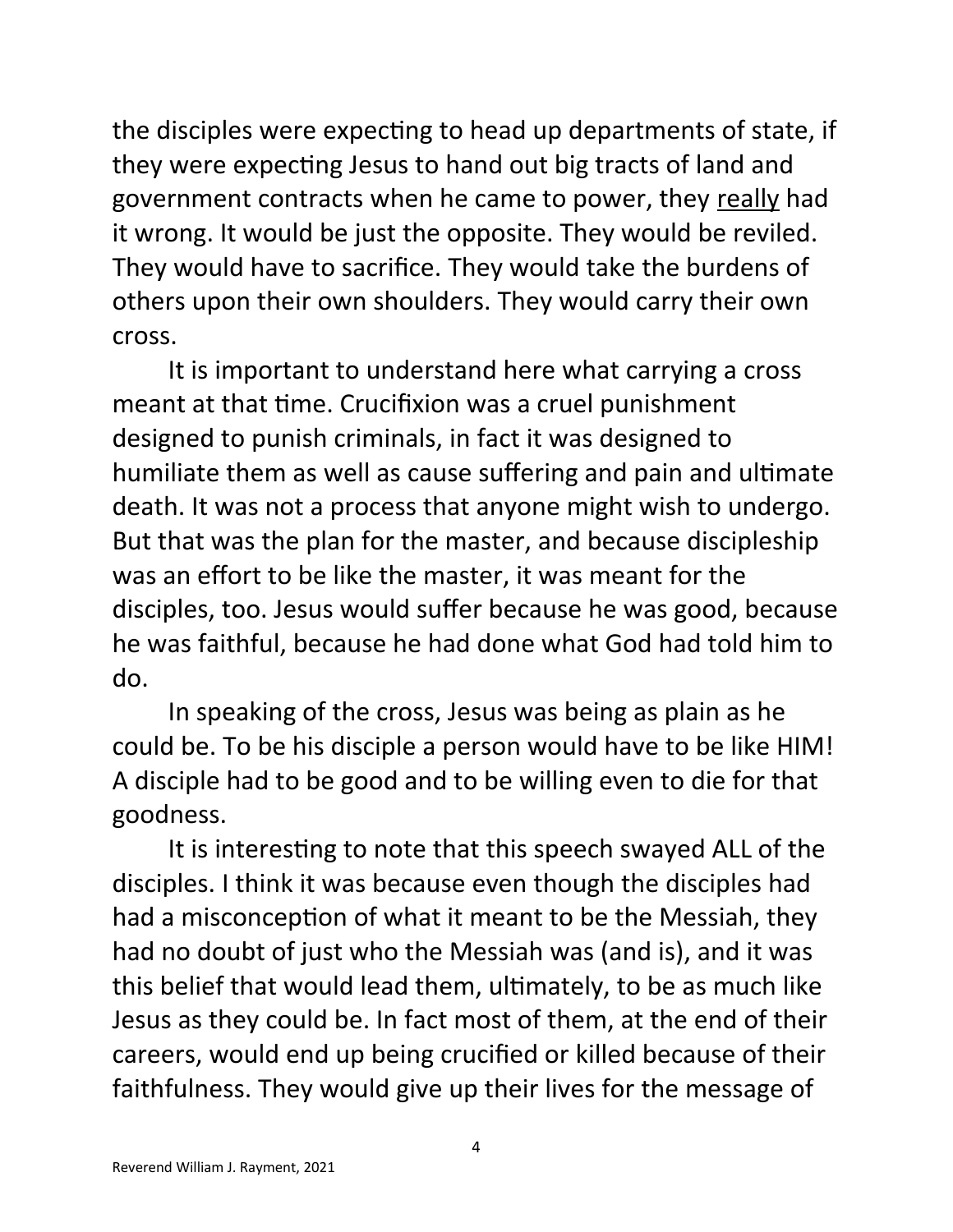the disciples were expecting to head up departments of state, if they were expecting Jesus to hand out big tracts of land and government contracts when he came to power, they <u>really</u> had it wrong. It would be just the opposite. They would be reviled. They would have to sacrifice. They would take the burdens of others upon their own shoulders. They would carry their own cross.

It is important to understand here what carrying a cross meant at that time. Crucifixion was a cruel punishment designed to punish criminals, in fact it was designed to humiliate them as well as cause suffering and pain and ultimate death. It was not a process that anyone might wish to undergo. But that was the plan for the master, and because discipleship was an effort to be like the master, it was meant for the disciples, too. Jesus would suffer because he was good, because he was faithful, because he had done what God had told him to do.

In speaking of the cross, Jesus was being as plain as he could be. To be his disciple a person would have to be like HIM! A disciple had to be good and to be willing even to die for that goodness.

It is interesting to note that this speech swayed ALL of the disciples. I think it was because even though the disciples had had a misconception of what it meant to be the Messiah, they had no doubt of just who the Messiah was (and is), and it was this belief that would lead them, ultimately, to be as much like Jesus as they could be. In fact most of them, at the end of their careers, would end up being crucified or killed because of their faithfulness. They would give up their lives for the message of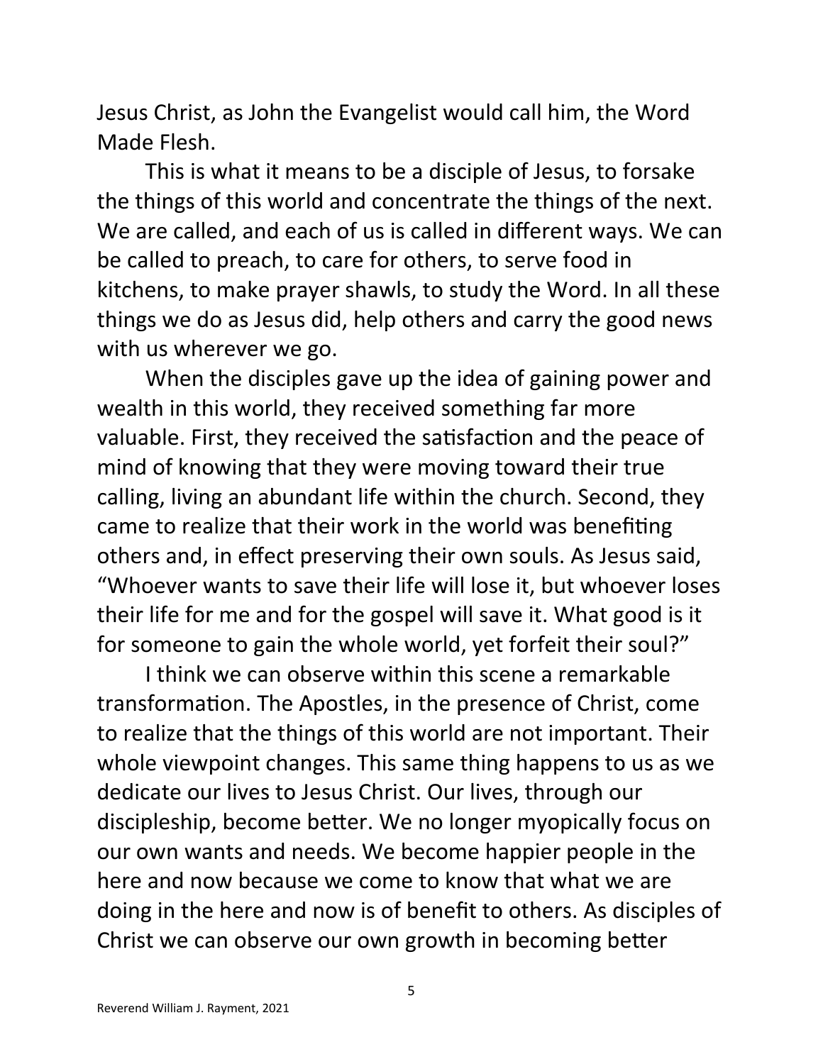Jesus Christ, as John the Evangelist would call him, the Word Made Flesh.

This is what it means to be a disciple of Jesus, to forsake the things of this world and concentrate the things of the next. We are called, and each of us is called in different ways. We can be called to preach, to care for others, to serve food in kitchens, to make prayer shawls, to study the Word. In all these things we do as Jesus did, help others and carry the good news with us wherever we go.

When the disciples gave up the idea of gaining power and wealth in this world, they received something far more valuable. First, they received the satisfaction and the peace of mind of knowing that they were moving toward their true calling, living an abundant life within the church. Second, they came to realize that their work in the world was benefiting others and, in effect preserving their own souls. As Jesus said, "Whoever wants to save their life will lose it, but whoever loses their life for me and for the gospel will save it. What good is it for someone to gain the whole world, yet forfeit their soul?"

I think we can observe within this scene a remarkable transformation. The Apostles, in the presence of Christ, come to realize that the things of this world are not important. Their whole viewpoint changes. This same thing happens to us as we dedicate our lives to Jesus Christ. Our lives, through our discipleship, become better. We no longer myopically focus on our own wants and needs. We become happier people in the here and now because we come to know that what we are doing in the here and now is of benefit to others. As disciples of Christ we can observe our own growth in becoming better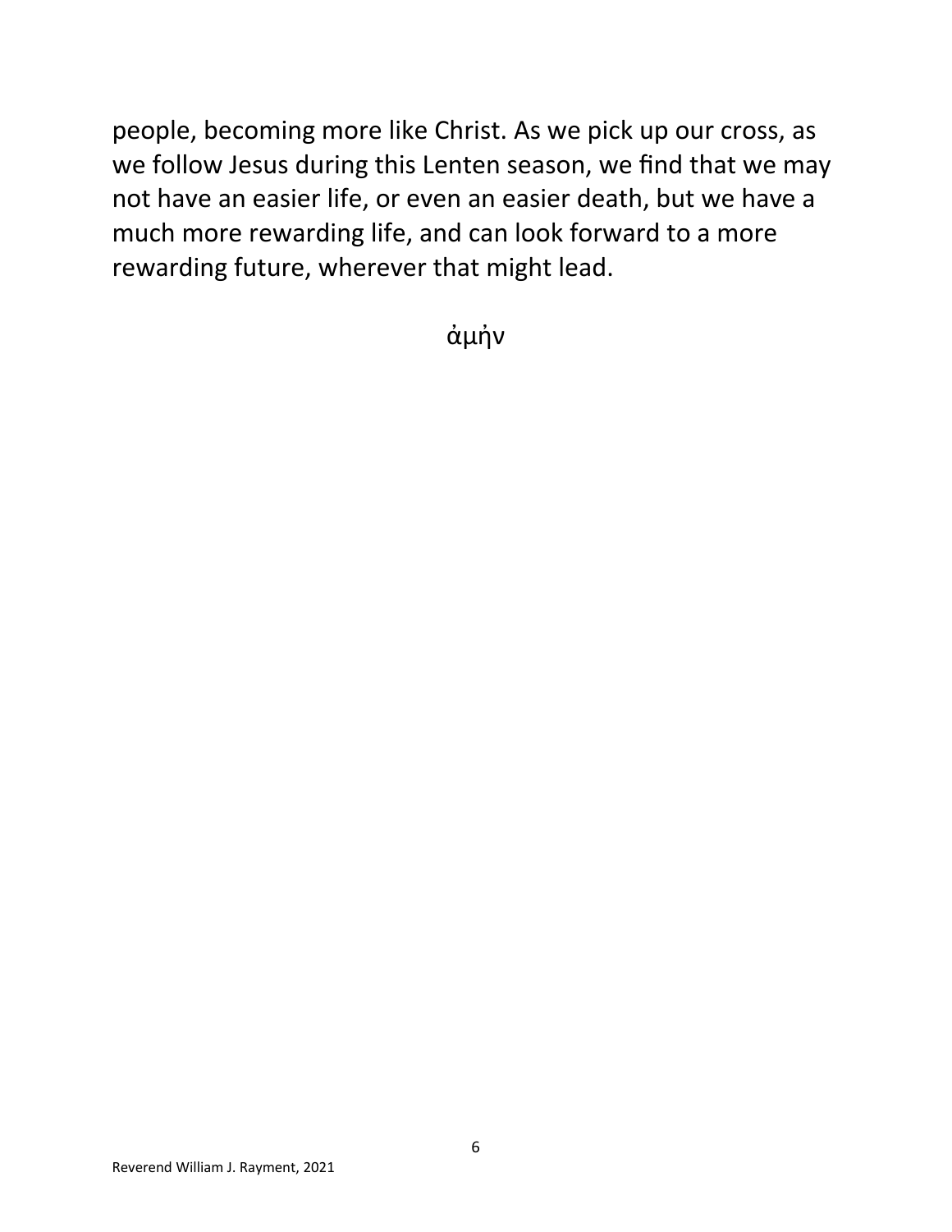people, becoming more like Christ. As we pick up our cross, as we follow Jesus during this Lenten season, we find that we may not have an easier life, or even an easier death, but we have a much more rewarding life, and can look forward to a more rewarding future, wherever that might lead.

ἀμὴν